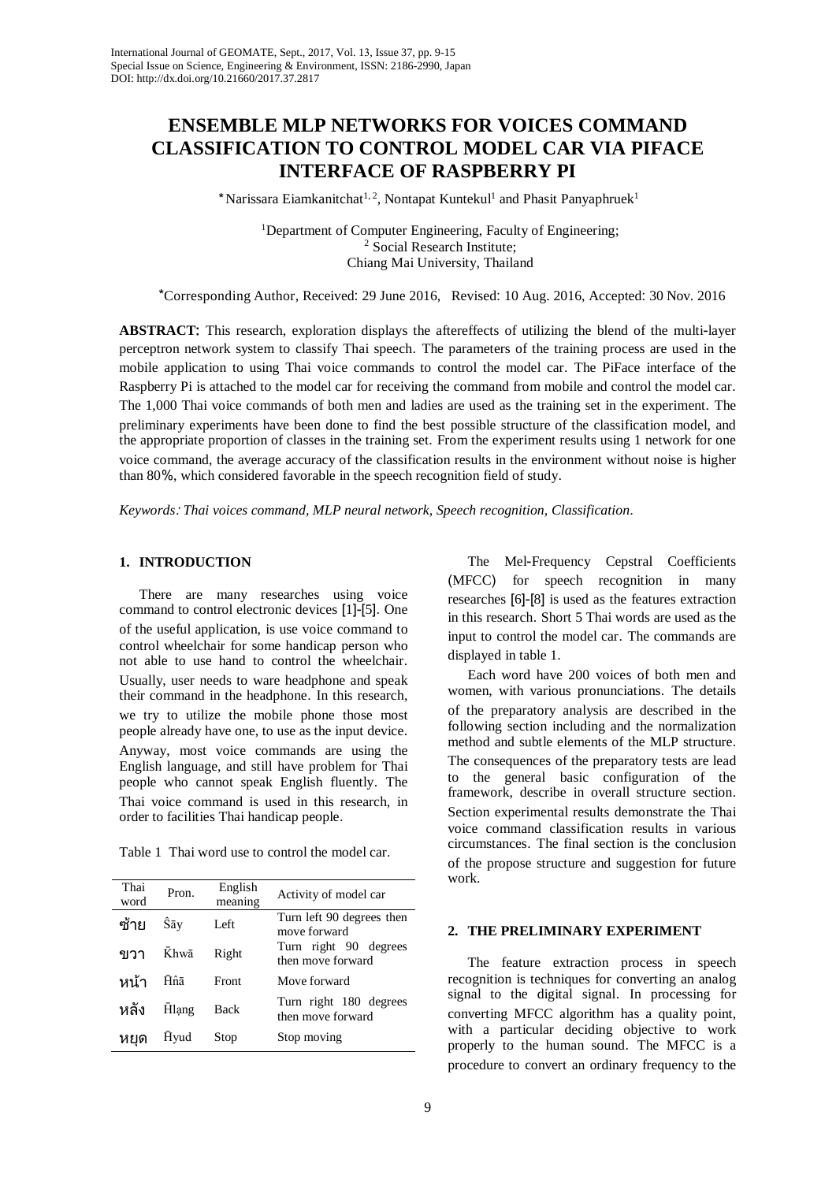# ENSEMBLE MLP NETWORKS FOR VOICES COMMAND CLASSIFICATION TO CONTROL MODEL CAR VIA PIFACE INTERFACE OF RASPBERRY PI

*Narissara Eiamkanitchat[1,2], Nontapat Kuntekul[1] and Phasit Panyaphruek[1]

[1]Department of Computer Engineering, Faculty of Engineering;
[2] Social Research Institute;
Chiang Mai University, Thailand

*Corresponding Author, Received: 29 June 2016, Revised: 10 Aug. 2016, Accepted: 30 Nov. 2016

**ABSTRACT:** This research, exploration displays the aftereffects of utilizing the blend of the multi-layer perceptron network system to classify Thai speech. The parameters of the training process are used in the mobile application to using Thai voice commands to control the model car. The PiFace interface of the Raspberry Pi is attached to the model car for receiving the command from mobile and control the model car. The 1,000 Thai voice commands of both men and ladies are used as the training set in the experiment. The preliminary experiments have been done to find the best possible structure of the classification model, and the appropriate proportion of classes in the training set. From the experiment results using 1 network for one voice command, the average accuracy of the classification results in the environment without noise is higher than 80%, which considered favorable in the speech recognition field of study.

*Keywords: Thai voices command, MLP neural network, Speech recognition, Classification.*

## 1. INTRODUCTION

There are many researches using voice command to control electronic devices [1]-[5]. One of the useful application, is use voice command to control wheelchair for some handicap person who not able to use hand to control the wheelchair. Usually, user needs to ware headphone and speak their command in the headphone. In this research, we try to utilize the mobile phone those most people already have one, to use as the input device. Anyway, most voice commands are using the English language, and still have problem for Thai people who cannot speak English fluently. The Thai voice command is used in this research, in order to facilities Thai handicap people.

Table 1 Thai word use to control the model car.

| Thai word | Pron. | English meaning | Activity of model car |
|---|---|---|---|
| ซ้าย | S̄āy | Left | Turn left 90 degrees then move forward |
| ขวา | K̄hwā | Right | Turn right 90 degrees then move forward |
| หน้า | H̄n̂ā | Front | Move forward |
| หลัง | H̄lạng | Back | Turn right 180 degrees then move forward |
| หยุด | H̄yud | Stop | Stop moving |

The Mel-Frequency Cepstral Coefficients (MFCC) for speech recognition in many researches [6]-[8] is used as the features extraction in this research. Short 5 Thai words are used as the input to control the model car. The commands are displayed in table 1.

Each word have 200 voices of both men and women, with various pronunciations. The details of the preparatory analysis are described in the following section including and the normalization method and subtle elements of the MLP structure. The consequences of the preparatory tests are lead to the general basic configuration of the framework, describe in overall structure section. Section experimental results demonstrate the Thai voice command classification results in various circumstances. The final section is the conclusion of the propose structure and suggestion for future work.

## 2. THE PRELIMINARY EXPERIMENT

The feature extraction process in speech recognition is techniques for converting an analog signal to the digital signal. In processing for converting MFCC algorithm has a quality point, with a particular deciding objective to work properly to the human sound. The MFCC is a procedure to convert an ordinary frequency to the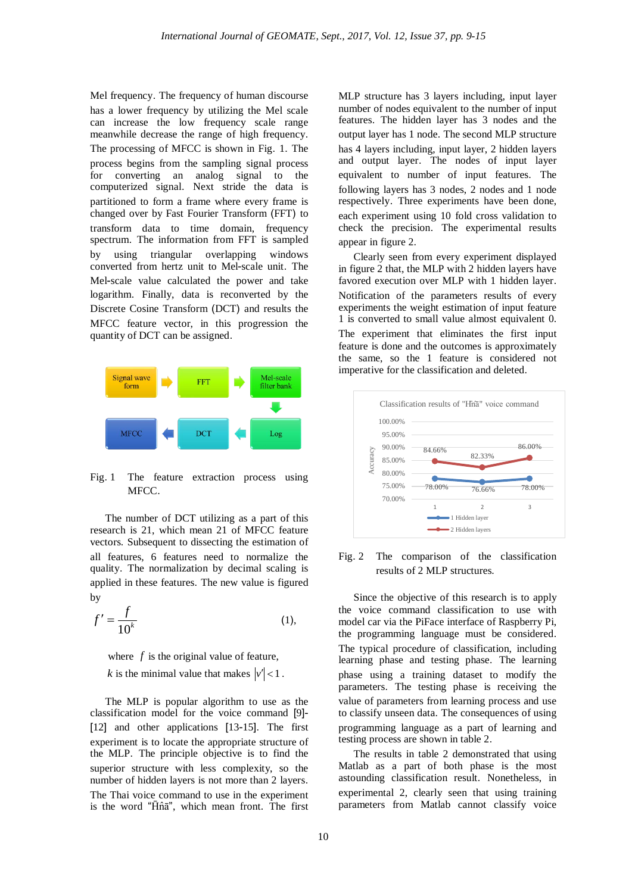Mel frequency. The frequency of human discourse has a lower frequency by utilizing the Mel scale can increase the low frequency scale range meanwhile decrease the range of high frequency. The processing of MFCC is shown in Fig. 1. The process begins from the sampling signal process for converting an analog signal to the computerized signal. Next stride the data is partitioned to form a frame where every frame is changed over by Fast Fourier Transform (FFT) to transform data to time domain, frequency spectrum. The information from FFT is sampled by using triangular overlapping windows converted from hertz unit to Mel-scale unit. The Mel-scale value calculated the power and take logarithm. Finally, data is reconverted by the Discrete Cosine Transform (DCT) and results the MFCC feature vector, in this progression the quantity of DCT can be assigned.

Signal wave form → FFT → Mel-scale filter bank → Log → DCT → MFCC

Fig. 1 The feature extraction process using MFCC.

The number of DCT utilizing as a part of this research is 21, which mean 21 of MFCC feature vectors. Subsequent to dissecting the estimation of all features, 6 features need to normalize the quality. The normalization by decimal scaling is applied in these features. The new value is figured by

$$f' = \frac{f}{10^k} \quad (1),$$

where $f$ is the original value of feature,

$k$ is the minimal value that makes $|v'| < 1$.

The MLP is popular algorithm to use as the classification model for the voice command [9]-[12] and other applications [13-15]. The first experiment is to locate the appropriate structure of the MLP. The principle objective is to find the superior structure with less complexity, so the number of hidden layers is not more than 2 layers. The Thai voice command to use in the experiment is the word "Ĥnâ", which mean front. The first MLP structure has 3 layers including, input layer number of nodes equivalent to the number of input features. The hidden layer has 3 nodes and the output layer has 1 node. The second MLP structure has 4 layers including, input layer, 2 hidden layers and output layer. The nodes of input layer equivalent to number of input features. The following layers has 3 nodes, 2 nodes and 1 node respectively. Three experiments have been done, each experiment using 10 fold cross validation to check the precision. The experimental results appear in figure 2.

Clearly seen from every experiment displayed in figure 2 that, the MLP with 2 hidden layers have favored execution over MLP with 1 hidden layer. Notification of the parameters results of every experiments the weight estimation of input feature 1 is converted to small value almost equivalent 0. The experiment that eliminates the first input feature is done and the outcomes is approximately the same, so the 1 feature is considered not imperative for the classification and deleted.

Classification results of "Ĥnâ" voice command

| Experiment | 1 Hidden layer | 2 Hidden layers |
|---|---|---|
| 1 | 78.00% | 84.66% |
| 2 | 76.66% | 82.33% |
| 3 | 78.00% | 86.00% |

Fig. 2 The comparison of the classification results of 2 MLP structures.

Since the objective of this research is to apply the voice command classification to use with model car via the PiFace interface of Raspberry Pi, the programming language must be considered. The typical procedure of classification, including learning phase and testing phase. The learning phase using a training dataset to modify the parameters. The testing phase is receiving the value of parameters from learning process and use to classify unseen data. The consequences of using programming language as a part of learning and testing process are shown in table 2.

The results in table 2 demonstrated that using Matlab as a part of both phase is the most astounding classification result. Nonetheless, in experimental 2, clearly seen that using training parameters from Matlab cannot classify voice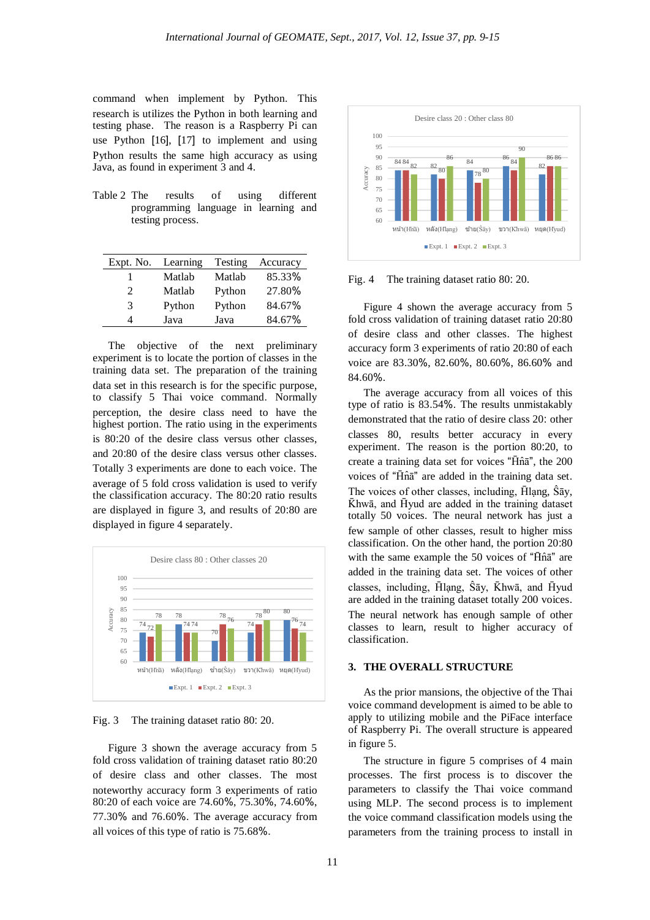command when implement by Python. This research is utilizes the Python in both learning and testing phase. The reason is a Raspberry Pi can use Python [16], [17] to implement and using Python results the same high accuracy as using Java, as found in experiment 3 and 4.

Table 2 The results of using different programming language in learning and testing process.

| Expt. No. | Learning | Testing | Accuracy |
|---|---|---|---|
| 1 | Matlab | Matlab | 85.33% |
| 2 | Matlab | Python | 27.80% |
| 3 | Python | Python | 84.67% |
| 4 | Java | Java | 84.67% |

The objective of the next preliminary experiment is to locate the portion of classes in the training data set. The preparation of the training data set in this research is for the specific purpose, to classify 5 Thai voice command. Normally perception, the desire class need to have the highest portion. The ratio using in the experiments is 80:20 of the desire class versus other classes, and 20:80 of the desire class versus other classes. Totally 3 experiments are done to each voice. The average of 5 fold cross validation is used to verify the classification accuracy. The 80:20 ratio results are displayed in figure 3, and results of 20:80 are displayed in figure 4 separately.

Fig. 3 The training dataset ratio 80: 20.

Figure 3 shown the average accuracy from 5 fold cross validation of training dataset ratio 80:20 of desire class and other classes. The most noteworthy accuracy form 3 experiments of ratio 80:20 of each voice are 74.60%, 75.30%, 74.60%, 77.30% and 76.60%. The average accuracy from all voices of this type of ratio is 75.68%.

Fig. 4 The training dataset ratio 80: 20.

Figure 4 shown the average accuracy from 5 fold cross validation of training dataset ratio 20:80 of desire class and other classes. The highest accuracy form 3 experiments of ratio 20:80 of each voice are 83.30%, 82.60%, 80.60%, 86.60% and 84.60%.

The average accuracy from all voices of this type of ratio is 83.54%. The results unmistakably demonstrated that the ratio of desire class 20: other classes 80, results better accuracy in every experiment. The reason is the portion 80:20, to create a training data set for voices "H̄ñā", the 200 voices of "H̄ñā" are added in the training data set. The voices of other classes, including, H̄lạng, S̄āy, K̄hwā, and H̄yud in the training dataset totally 50 voices. The neural network has just a few sample of other classes, result to higher miss classification. On the other hand, the portion 20:80 with the same example the 50 voices of "H̄ñā" are added in the training data set. The voices of other classes, including, H̄lạng, S̄āy, K̄hwā, and H̄yud are added in the training dataset totally 200 voices. The neural network has enough sample of other classes to learn, result to higher accuracy of classification.

## 3. THE OVERALL STRUCTURE

As the prior mansions, the objective of the Thai voice command development is aimed to be able to apply to utilizing mobile and the PiFace interface of Raspberry Pi. The overall structure is appeared in figure 5.

The structure in figure 5 comprises of 4 main processes. The first process is to discover the parameters to classify the Thai voice command using MLP. The second process is to implement the voice command classification models using the parameters from the training process to install in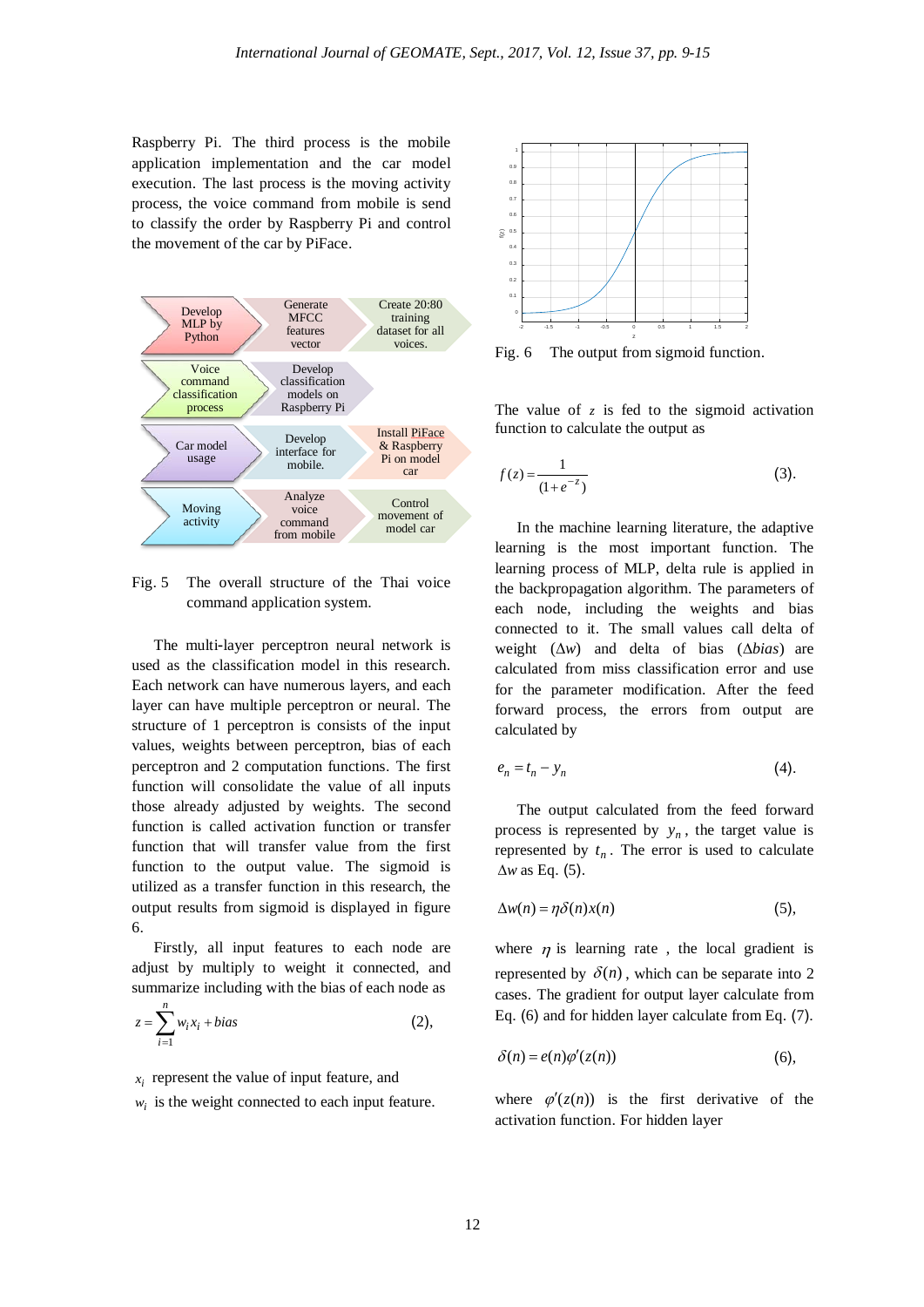Raspberry Pi. The third process is the mobile application implementation and the car model execution. The last process is the moving activity process, the voice command from mobile is send to classify the order by Raspberry Pi and control the movement of the car by PiFace.

| Develop MLP by Python | Generate MFCC features vector | Create 20:80 training dataset for all voices. |
|---|---|---|
| Voice command classification process | Develop classification models on Raspberry Pi | |
| Car model usage | Develop interface for mobile. | Install PiFace & Raspberry Pi on model car |
| Moving activity | Analyze voice command from mobile | Control movement of model car |

Fig. 5 The overall structure of the Thai voice command application system.

The multi-layer perceptron neural network is used as the classification model in this research. Each network can have numerous layers, and each layer can have multiple perceptron or neural. The structure of 1 perceptron is consists of the input values, weights between perceptron, bias of each perceptron and 2 computation functions. The first function will consolidate the value of all inputs those already adjusted by weights. The second function is called activation function or transfer function that will transfer value from the first function to the output value. The sigmoid is utilized as a transfer function in this research, the output results from sigmoid is displayed in figure 6.

Firstly, all input features to each node are adjust by multiply to weight it connected, and summarize including with the bias of each node as

$$z = \sum_{i=1}^{n} w_i x_i + bias \tag{2}$$

$x_i$ represent the value of input feature, and

$w_i$ is the weight connected to each input feature.

Fig. 6 The output from sigmoid function.

The value of $z$ is fed to the sigmoid activation function to calculate the output as

$$f(z) = \frac{1}{(1+e^{-z})} \tag{3}$$

In the machine learning literature, the adaptive learning is the most important function. The learning process of MLP, delta rule is applied in the backpropagation algorithm. The parameters of each node, including the weights and bias connected to it. The small values call delta of weight ($\Delta w$) and delta of bias ($\Delta bias$) are calculated from miss classification error and use for the parameter modification. After the feed forward process, the errors from output are calculated by

$$e_n = t_n - y_n \tag{4}$$

The output calculated from the feed forward process is represented by $y_n$, the target value is represented by $t_n$. The error is used to calculate $\Delta w$ as Eq. (5).

$$\Delta w(n) = \eta \delta(n) x(n) \tag{5}$$

where $\eta$ is learning rate , the local gradient is represented by $\delta(n)$, which can be separate into 2 cases. The gradient for output layer calculate from Eq. (6) and for hidden layer calculate from Eq. (7).

$$\delta(n) = e(n)\varphi'(z(n)) \tag{6}$$

where $\varphi'(z(n))$ is the first derivative of the activation function. For hidden layer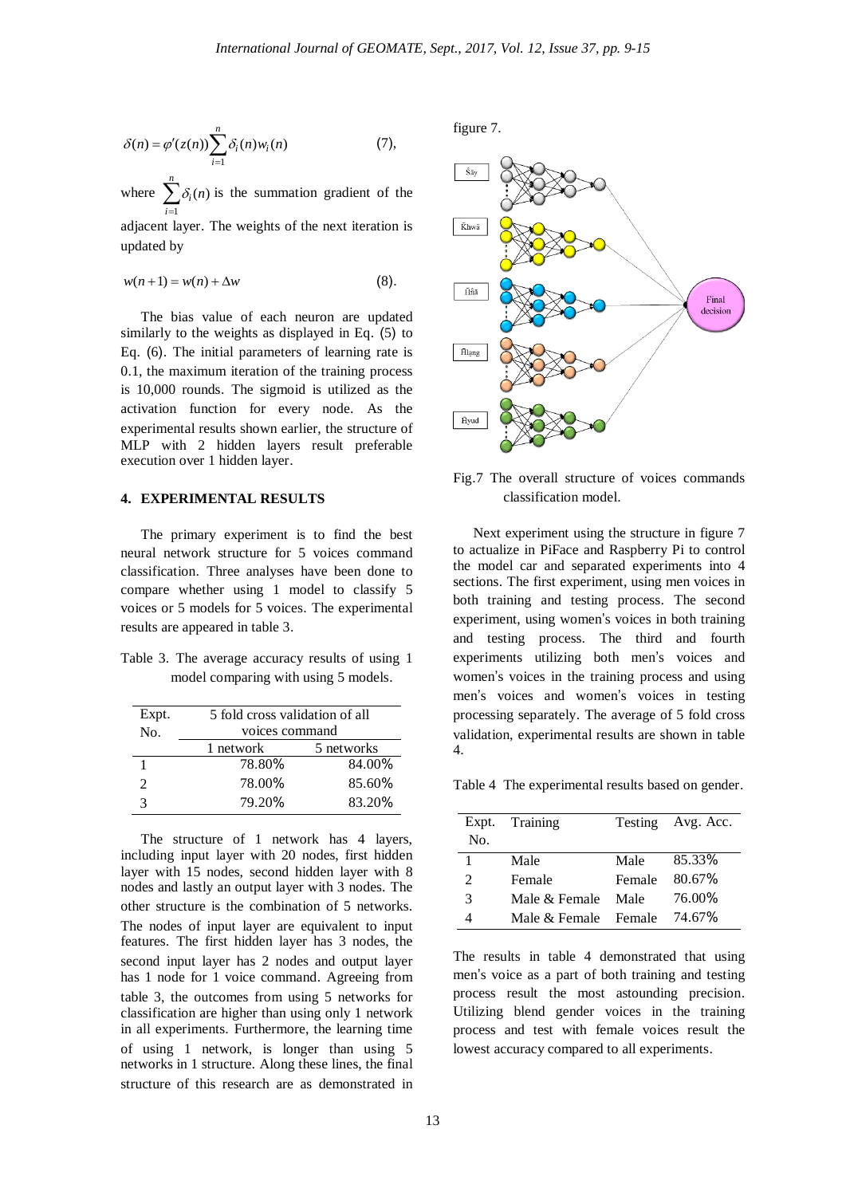$$\delta(n) = \varphi'(z(n)) \sum_{i=1}^{n} \delta_i(n) w_i(n) \qquad (7),$$

where $\sum_{i=1}^{n} \delta_i(n)$ is the summation gradient of the adjacent layer. The weights of the next iteration is updated by

$$w(n+1) = w(n) + \Delta w \qquad (8).$$

The bias value of each neuron are updated similarly to the weights as displayed in Eq. (5) to Eq. (6). The initial parameters of learning rate is 0.1, the maximum iteration of the training process is 10,000 rounds. The sigmoid is utilized as the activation function for every node. As the experimental results shown earlier, the structure of MLP with 2 hidden layers result preferable execution over 1 hidden layer.

## 4. EXPERIMENTAL RESULTS

The primary experiment is to find the best neural network structure for 5 voices command classification. Three analyses have been done to compare whether using 1 model to classify 5 voices or 5 models for 5 voices. The experimental results are appeared in table 3.

Table 3. The average accuracy results of using 1 model comparing with using 5 models.

| Expt. No. | 5 fold cross validation of all voices command | |
|---|---|---|
| | 1 network | 5 networks |
| 1 | 78.80% | 84.00% |
| 2 | 78.00% | 85.60% |
| 3 | 79.20% | 83.20% |

The structure of 1 network has 4 layers, including input layer with 20 nodes, first hidden layer with 15 nodes, second hidden layer with 8 nodes and lastly an output layer with 3 nodes. The other structure is the combination of 5 networks. The nodes of input layer are equivalent to input features. The first hidden layer has 3 nodes, the second input layer has 2 nodes and output layer has 1 node for 1 voice command. Agreeing from table 3, the outcomes from using 5 networks for classification are higher than using only 1 network in all experiments. Furthermore, the learning time of using 1 network, is longer than using 5 networks in 1 structure. Along these lines, the final structure of this research are as demonstrated in figure 7.

Fig.7 The overall structure of voices commands classification model.

Next experiment using the structure in figure 7 to actualize in PiFace and Raspberry Pi to control the model car and separated experiments into 4 sections. The first experiment, using men voices in both training and testing process. The second experiment, using women's voices in both training and testing process. The third and fourth experiments utilizing both men's voices and women's voices in the training process and using men's voices and women's voices in testing processing separately. The average of 5 fold cross validation, experimental results are shown in table 4.

Table 4 The experimental results based on gender.

| Expt. No. | Training | Testing | Avg. Acc. |
|---|---|---|---|
| 1 | Male | Male | 85.33% |
| 2 | Female | Female | 80.67% |
| 3 | Male & Female | Male | 76.00% |
| 4 | Male & Female | Female | 74.67% |

The results in table 4 demonstrated that using men's voice as a part of both training and testing process result the most astounding precision. Utilizing blend gender voices in the training process and test with female voices result the lowest accuracy compared to all experiments.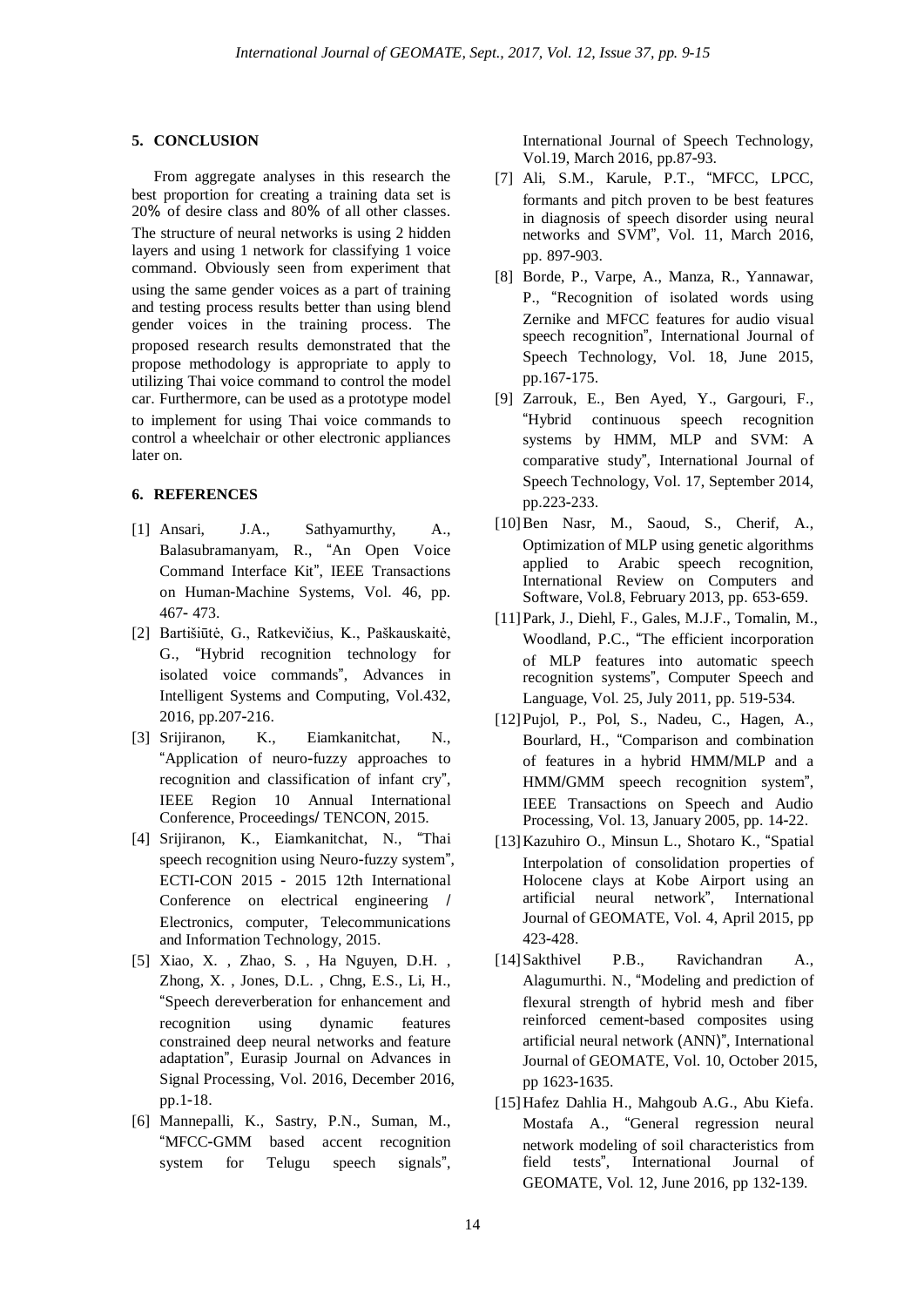## 5. CONCLUSION

From aggregate analyses in this research the best proportion for creating a training data set is 20% of desire class and 80% of all other classes. The structure of neural networks is using 2 hidden layers and using 1 network for classifying 1 voice command. Obviously seen from experiment that using the same gender voices as a part of training and testing process results better than using blend gender voices in the training process. The proposed research results demonstrated that the propose methodology is appropriate to apply to utilizing Thai voice command to control the model car. Furthermore, can be used as a prototype model to implement for using Thai voice commands to control a wheelchair or other electronic appliances later on.

## 6. REFERENCES

[1] Ansari, J.A., Sathyamurthy, A., Balasubramanyam, R., "An Open Voice Command Interface Kit", IEEE Transactions on Human-Machine Systems, Vol. 46, pp. 467- 473.

[2] Bartišiūtė, G., Ratkevičius, K., Paškauskaitė, G., "Hybrid recognition technology for isolated voice commands", Advances in Intelligent Systems and Computing, Vol.432, 2016, pp.207-216.

[3] Srijiranon, K., Eiamkanitchat, N., "Application of neuro-fuzzy approaches to recognition and classification of infant cry", IEEE Region 10 Annual International Conference, Proceedings/ TENCON, 2015.

[4] Srijiranon, K., Eiamkanitchat, N., "Thai speech recognition using Neuro-fuzzy system", ECTI-CON 2015 - 2015 12th International Conference on electrical engineering / Electronics, computer, Telecommunications and Information Technology, 2015.

[5] Xiao, X. , Zhao, S. , Ha Nguyen, D.H. , Zhong, X. , Jones, D.L. , Chng, E.S., Li, H., "Speech dereverberation for enhancement and recognition using dynamic features constrained deep neural networks and feature adaptation", Eurasip Journal on Advances in Signal Processing, Vol. 2016, December 2016, pp.1-18.

[6] Mannepalli, K., Sastry, P.N., Suman, M., "MFCC-GMM based accent recognition system for Telugu speech signals", International Journal of Speech Technology, Vol.19, March 2016, pp.87-93.

[7] Ali, S.M., Karule, P.T., "MFCC, LPCC, formants and pitch proven to be best features in diagnosis of speech disorder using neural networks and SVM", Vol. 11, March 2016, pp. 897-903.

[8] Borde, P., Varpe, A., Manza, R., Yannawar, P., "Recognition of isolated words using Zernike and MFCC features for audio visual speech recognition", International Journal of Speech Technology, Vol. 18, June 2015, pp.167-175.

[9] Zarrouk, E., Ben Ayed, Y., Gargouri, F., "Hybrid continuous speech recognition systems by HMM, MLP and SVM: A comparative study", International Journal of Speech Technology, Vol. 17, September 2014, pp.223-233.

[10] Ben Nasr, M., Saoud, S., Cherif, A., Optimization of MLP using genetic algorithms applied to Arabic speech recognition, International Review on Computers and Software, Vol.8, February 2013, pp. 653-659.

[11] Park, J., Diehl, F., Gales, M.J.F., Tomalin, M., Woodland, P.C., "The efficient incorporation of MLP features into automatic speech recognition systems", Computer Speech and Language, Vol. 25, July 2011, pp. 519-534.

[12] Pujol, P., Pol, S., Nadeu, C., Hagen, A., Bourlard, H., "Comparison and combination of features in a hybrid HMM/MLP and a HMM/GMM speech recognition system", IEEE Transactions on Speech and Audio Processing, Vol. 13, January 2005, pp. 14-22.

[13] Kazuhiro O., Minsun L., Shotaro K., "Spatial Interpolation of consolidation properties of Holocene clays at Kobe Airport using an artificial neural network", International Journal of GEOMATE, Vol. 4, April 2015, pp 423-428.

[14] Sakthivel P.B., Ravichandran A., Alagumurthi. N., "Modeling and prediction of flexural strength of hybrid mesh and fiber reinforced cement-based composites using artificial neural network (ANN)", International Journal of GEOMATE, Vol. 10, October 2015, pp 1623-1635.

[15] Hafez Dahlia H., Mahgoub A.G., Abu Kiefa. Mostafa A., "General regression neural network modeling of soil characteristics from field tests", International Journal of GEOMATE, Vol. 12, June 2016, pp 132-139.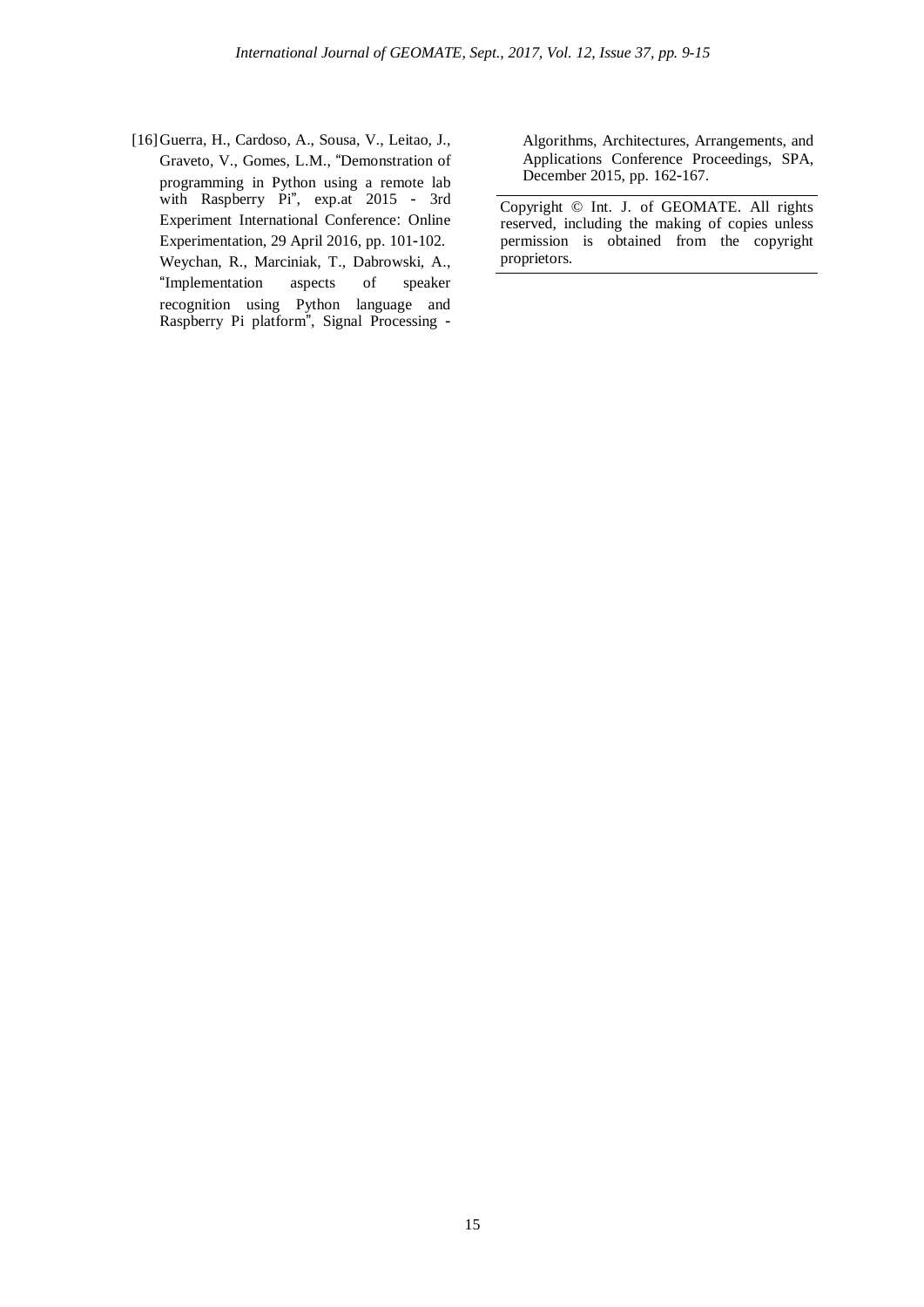[16] Guerra, H., Cardoso, A., Sousa, V., Leitao, J., Graveto, V., Gomes, L.M., "Demonstration of programming in Python using a remote lab with Raspberry Pi", exp.at 2015 - 3rd Experiment International Conference: Online Experimentation, 29 April 2016, pp. 101-102.

Weychan, R., Marciniak, T., Dabrowski, A., "Implementation aspects of speaker recognition using Python language and Raspberry Pi platform", Signal Processing - Algorithms, Architectures, Arrangements, and Applications Conference Proceedings, SPA, December 2015, pp. 162-167.

Copyright © Int. J. of GEOMATE. All rights reserved, including the making of copies unless permission is obtained from the copyright proprietors.